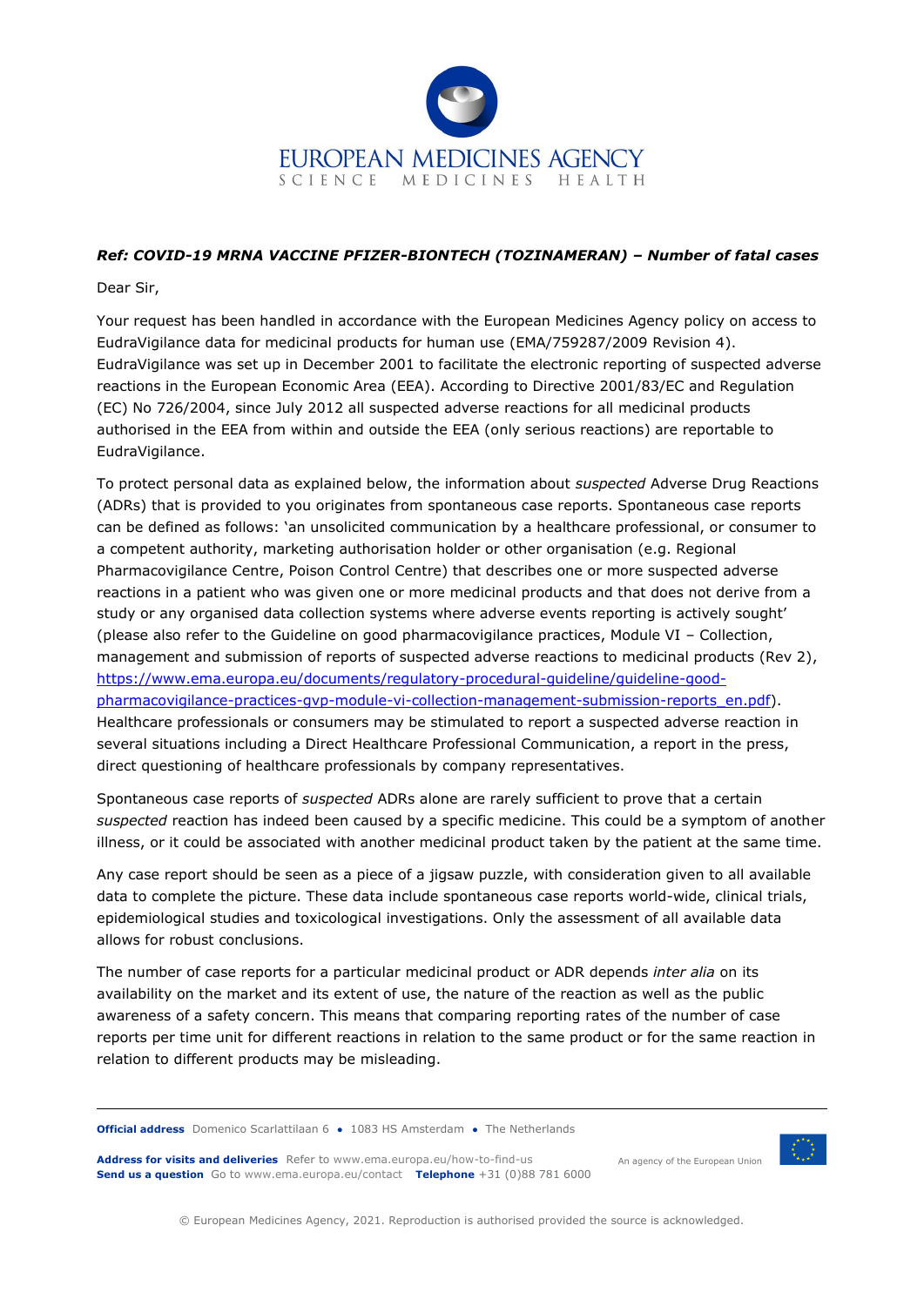EUROPEAN MEDICINES AGENCY
SCIENCE MEDICINES HEALTH

***Ref: COVID-19 MRNA VACCINE PFIZER-BIONTECH (TOZINAMERAN) – Number of fatal cases***

Dear Sir,

Your request has been handled in accordance with the European Medicines Agency policy on access to EudraVigilance data for medicinal products for human use (EMA/759287/2009 Revision 4). EudraVigilance was set up in December 2001 to facilitate the electronic reporting of suspected adverse reactions in the European Economic Area (EEA). According to Directive 2001/83/EC and Regulation (EC) No 726/2004, since July 2012 all suspected adverse reactions for all medicinal products authorised in the EEA from within and outside the EEA (only serious reactions) are reportable to EudraVigilance.

To protect personal data as explained below, the information about *suspected* Adverse Drug Reactions (ADRs) that is provided to you originates from spontaneous case reports. Spontaneous case reports can be defined as follows: 'an unsolicited communication by a healthcare professional, or consumer to a competent authority, marketing authorisation holder or other organisation (e.g. Regional Pharmacovigilance Centre, Poison Control Centre) that describes one or more suspected adverse reactions in a patient who was given one or more medicinal products and that does not derive from a study or any organised data collection systems where adverse events reporting is actively sought' (please also refer to the Guideline on good pharmacovigilance practices, Module VI – Collection, management and submission of reports of suspected adverse reactions to medicinal products (Rev 2), [https://www.ema.europa.eu/documents/regulatory-procedural-guideline/guideline-good-pharmacovigilance-practices-gvp-module-vi-collection-management-submission-reports_en.pdf](https://www.ema.europa.eu/documents/regulatory-procedural-guideline/guideline-good-pharmacovigilance-practices-gvp-module-vi-collection-management-submission-reports_en.pdf)). Healthcare professionals or consumers may be stimulated to report a suspected adverse reaction in several situations including a Direct Healthcare Professional Communication, a report in the press, direct questioning of healthcare professionals by company representatives.

Spontaneous case reports of *suspected* ADRs alone are rarely sufficient to prove that a certain *suspected* reaction has indeed been caused by a specific medicine. This could be a symptom of another illness, or it could be associated with another medicinal product taken by the patient at the same time.

Any case report should be seen as a piece of a jigsaw puzzle, with consideration given to all available data to complete the picture. These data include spontaneous case reports world-wide, clinical trials, epidemiological studies and toxicological investigations. Only the assessment of all available data allows for robust conclusions.

The number of case reports for a particular medicinal product or ADR depends *inter alia* on its availability on the market and its extent of use, the nature of the reaction as well as the public awareness of a safety concern. This means that comparing reporting rates of the number of case reports per time unit for different reactions in relation to the same product or for the same reaction in relation to different products may be misleading.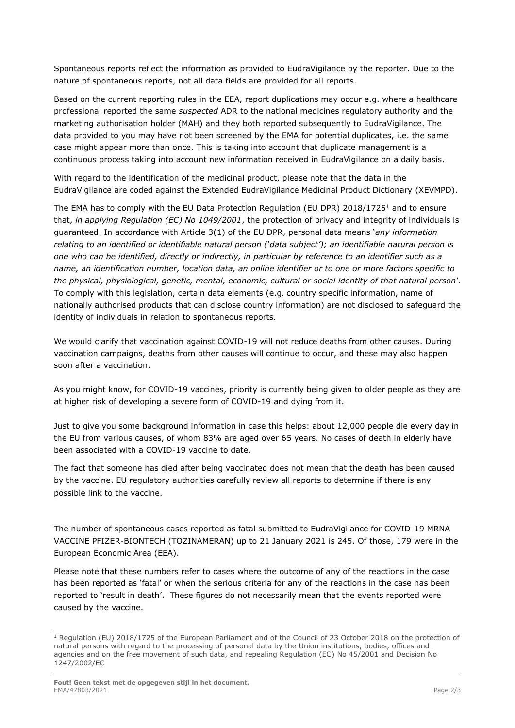Spontaneous reports reflect the information as provided to EudraVigilance by the reporter. Due to the nature of spontaneous reports, not all data fields are provided for all reports.

Based on the current reporting rules in the EEA, report duplications may occur e.g. where a healthcare professional reported the same *suspected* ADR to the national medicines regulatory authority and the marketing authorisation holder (MAH) and they both reported subsequently to EudraVigilance. The data provided to you may have not been screened by the EMA for potential duplicates, i.e. the same case might appear more than once. This is taking into account that duplicate management is a continuous process taking into account new information received in EudraVigilance on a daily basis.

With regard to the identification of the medicinal product, please note that the data in the EudraVigilance are coded against the Extended EudraVigilance Medicinal Product Dictionary (XEVMPD).

The EMA has to comply with the EU Data Protection Regulation (EU DPR) 2018/1725[1] and to ensure that, *in applying Regulation (EC) No 1049/2001*, the protection of privacy and integrity of individuals is guaranteed. In accordance with Article 3(1) of the EU DPR, personal data means '*any information relating to an identified or identifiable natural person ('data subject'); an identifiable natural person is one who can be identified, directly or indirectly, in particular by reference to an identifier such as a name, an identification number, location data, an online identifier or to one or more factors specific to the physical, physiological, genetic, mental, economic, cultural or social identity of that natural person*'. To comply with this legislation, certain data elements (e.g. country specific information, name of nationally authorised products that can disclose country information) are not disclosed to safeguard the identity of individuals in relation to spontaneous reports.

We would clarify that vaccination against COVID-19 will not reduce deaths from other causes. During vaccination campaigns, deaths from other causes will continue to occur, and these may also happen soon after a vaccination.

As you might know, for COVID-19 vaccines, priority is currently being given to older people as they are at higher risk of developing a severe form of COVID-19 and dying from it.

Just to give you some background information in case this helps: about 12,000 people die every day in the EU from various causes, of whom 83% are aged over 65 years. No cases of death in elderly have been associated with a COVID-19 vaccine to date.

The fact that someone has died after being vaccinated does not mean that the death has been caused by the vaccine. EU regulatory authorities carefully review all reports to determine if there is any possible link to the vaccine.

The number of spontaneous cases reported as fatal submitted to EudraVigilance for COVID-19 MRNA VACCINE PFIZER-BIONTECH (TOZINAMERAN) up to 21 January 2021 is 245. Of those, 179 were in the European Economic Area (EEA).

Please note that these numbers refer to cases where the outcome of any of the reactions in the case has been reported as 'fatal' or when the serious criteria for any of the reactions in the case has been reported to 'result in death'. These figures do not necessarily mean that the events reported were caused by the vaccine.

[1] Regulation (EU) 2018/1725 of the European Parliament and of the Council of 23 October 2018 on the protection of natural persons with regard to the processing of personal data by the Union institutions, bodies, offices and agencies and on the free movement of such data, and repealing Regulation (EC) No 45/2001 and Decision No 1247/2002/EC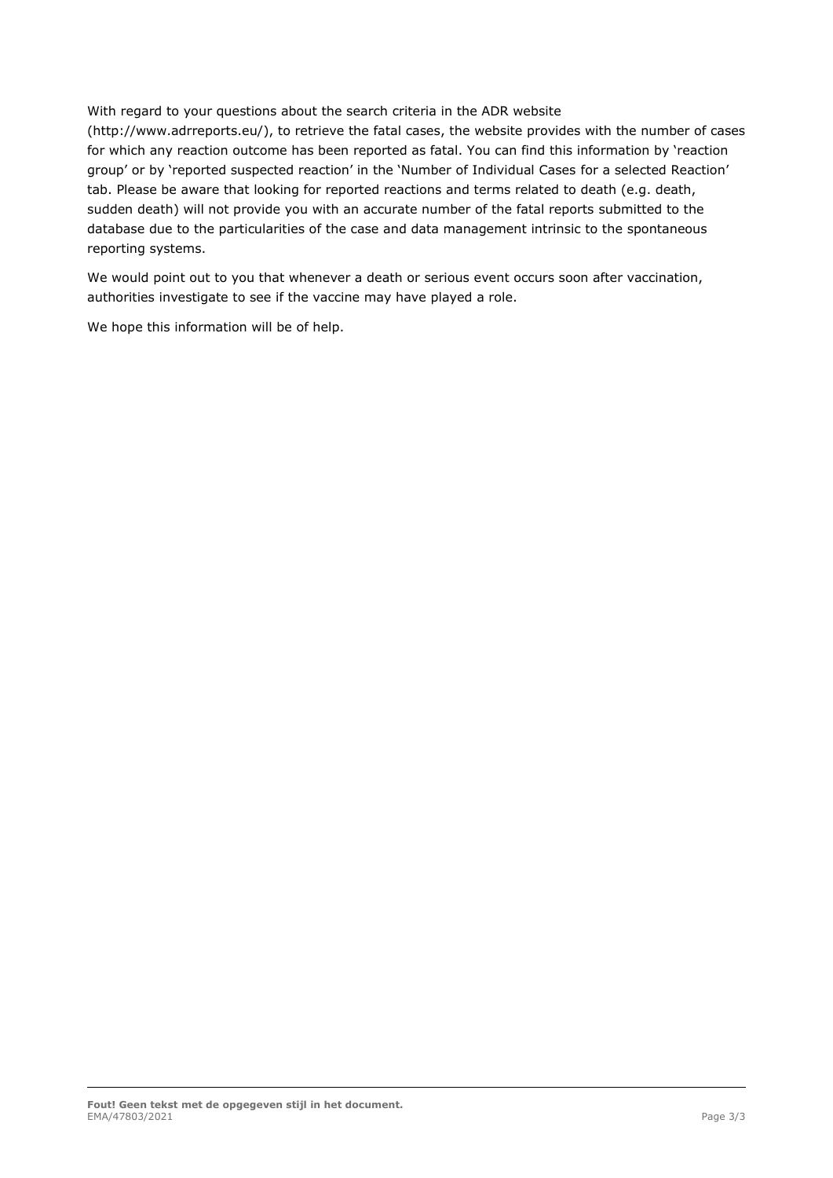With regard to your questions about the search criteria in the ADR website (http://www.adrreports.eu/), to retrieve the fatal cases, the website provides with the number of cases for which any reaction outcome has been reported as fatal. You can find this information by 'reaction group' or by 'reported suspected reaction' in the 'Number of Individual Cases for a selected Reaction' tab. Please be aware that looking for reported reactions and terms related to death (e.g. death, sudden death) will not provide you with an accurate number of the fatal reports submitted to the database due to the particularities of the case and data management intrinsic to the spontaneous reporting systems.

We would point out to you that whenever a death or serious event occurs soon after vaccination, authorities investigate to see if the vaccine may have played a role.

We hope this information will be of help.